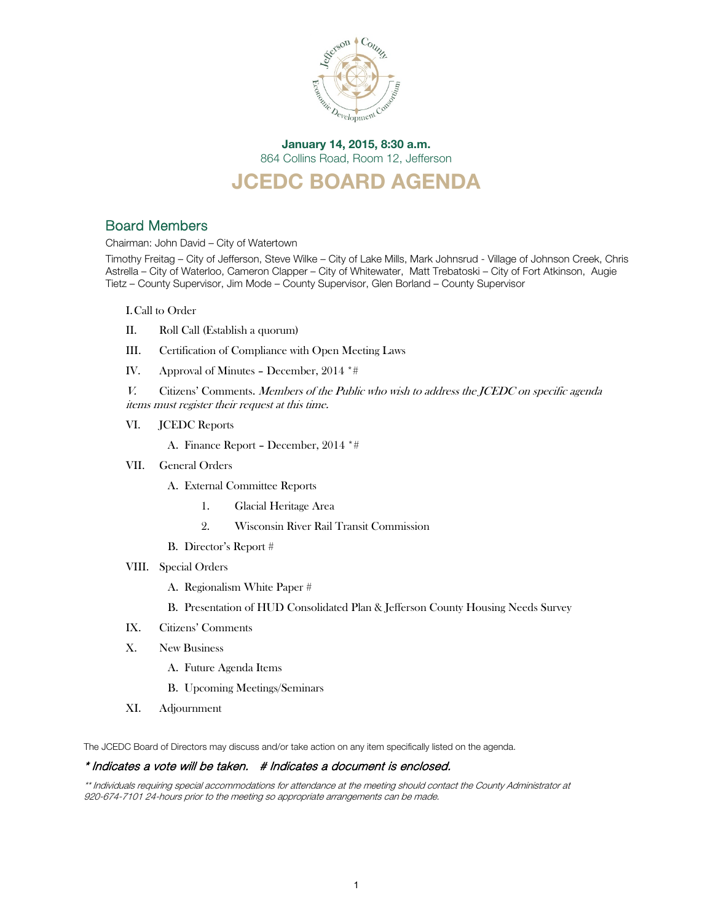**January 14, 2015, 8:30 a.m.**

864 Collins Road, Room 12, Jefferson

# JCEDC BOARD AGENDA

## Board Members

Chairman: John David – City of Watertown

Timothy Freitag – City of Jefferson, Steve Wilke – City of Lake Mills, Mark Johnsrud - Village of Johnson Creek, Chris Astrella – City of Waterloo, Cameron Clapper – City of Whitewater, Matt Trebatoski – City of Fort Atkinson, Augie Tietz – County Supervisor, Jim Mode – County Supervisor, Glen Borland – County Supervisor

I. Call to Order

II. Roll Call (Establish a quorum)

III. Certification of Compliance with Open Meeting Laws

IV. Approval of Minutes – December, 2014 *#

*V.* Citizens' Comments. *Members of the Public who wish to address the JCEDC on specific agenda items must register their request at this time.*

VI. JCEDC Reports

- A. Finance Report – December, 2014 *#

VII. General Orders

- A. External Committee Reports
  1. Glacial Heritage Area
  2. Wisconsin River Rail Transit Commission
- B. Director's Report #

VIII. Special Orders

- A. Regionalism White Paper #
- B. Presentation of HUD Consolidated Plan & Jefferson County Housing Needs Survey

IX. Citizens' Comments

X. New Business

- A. Future Agenda Items
- B. Upcoming Meetings/Seminars

XI. Adjournment

The JCEDC Board of Directors may discuss and/or take action on any item specifically listed on the agenda.

***\* Indicates a vote will be taken. # Indicates a document is enclosed.***

*** Individuals requiring special accommodations for attendance at the meeting should contact the County Administrator at 920-674-7101 24-hours prior to the meeting so appropriate arrangements can be made.*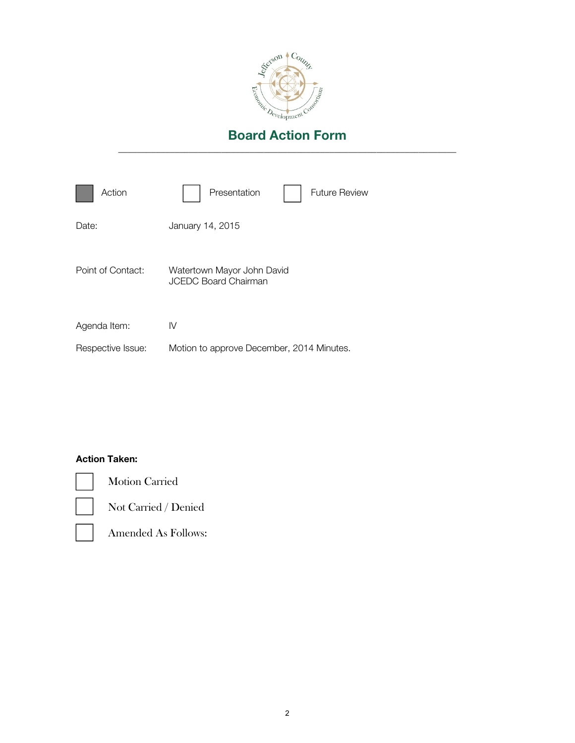# Board Action Form

---

- [x] Action
- [ ] Presentation
- [ ] Future Review

Date: January 14, 2015

Point of Contact: Watertown Mayor John David
JCEDC Board Chairman

Agenda Item: IV

Respective Issue: Motion to approve December, 2014 Minutes.

**Action Taken:**

- [ ] Motion Carried
- [ ] Not Carried / Denied
- [ ] Amended As Follows: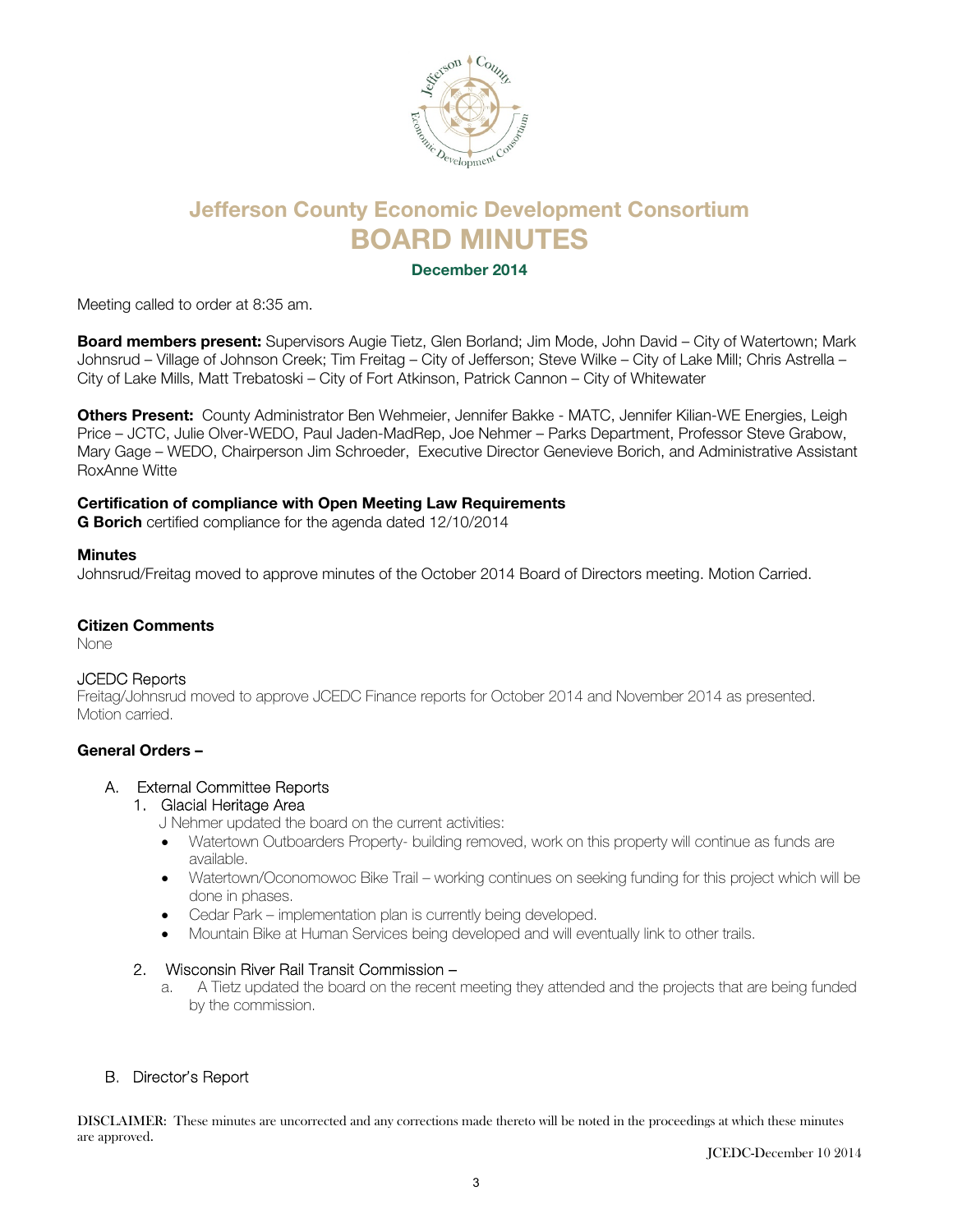# Jefferson County Economic Development Consortium
# BOARD MINUTES

### December 2014

Meeting called to order at 8:35 am.

**Board members present:** Supervisors Augie Tietz, Glen Borland; Jim Mode, John David – City of Watertown; Mark Johnsrud – Village of Johnson Creek; Tim Freitag – City of Jefferson; Steve Wilke – City of Lake Mill; Chris Astrella – City of Lake Mills, Matt Trebatoski – City of Fort Atkinson, Patrick Cannon – City of Whitewater

**Others Present:** County Administrator Ben Wehmeier, Jennifer Bakke - MATC, Jennifer Kilian-WE Energies, Leigh Price – JCTC, Julie Olver-WEDO, Paul Jaden-MadRep, Joe Nehmer – Parks Department, Professor Steve Grabow, Mary Gage – WEDO, Chairperson Jim Schroeder, Executive Director Genevieve Borich, and Administrative Assistant RoxAnne Witte

**Certification of compliance with Open Meeting Law Requirements**
**G Borich** certified compliance for the agenda dated 12/10/2014

**Minutes**
Johnsrud/Freitag moved to approve minutes of the October 2014 Board of Directors meeting. Motion Carried.

**Citizen Comments**
None

JCEDC Reports
Freitag/Johnsrud moved to approve JCEDC Finance reports for October 2014 and November 2014 as presented. Motion carried.

**General Orders –**

A. External Committee Reports
   1. Glacial Heritage Area
      J Nehmer updated the board on the current activities:
      - Watertown Outboarders Property- building removed, work on this property will continue as funds are available.
      - Watertown/Oconomowoc Bike Trail – working continues on seeking funding for this project which will be done in phases.
      - Cedar Park – implementation plan is currently being developed.
      - Mountain Bike at Human Services being developed and will eventually link to other trails.

   2. Wisconsin River Rail Transit Commission –
      a. A Tietz updated the board on the recent meeting they attended and the projects that are being funded by the commission.

B. Director's Report

DISCLAIMER: These minutes are uncorrected and any corrections made thereto will be noted in the proceedings at which these minutes are approved.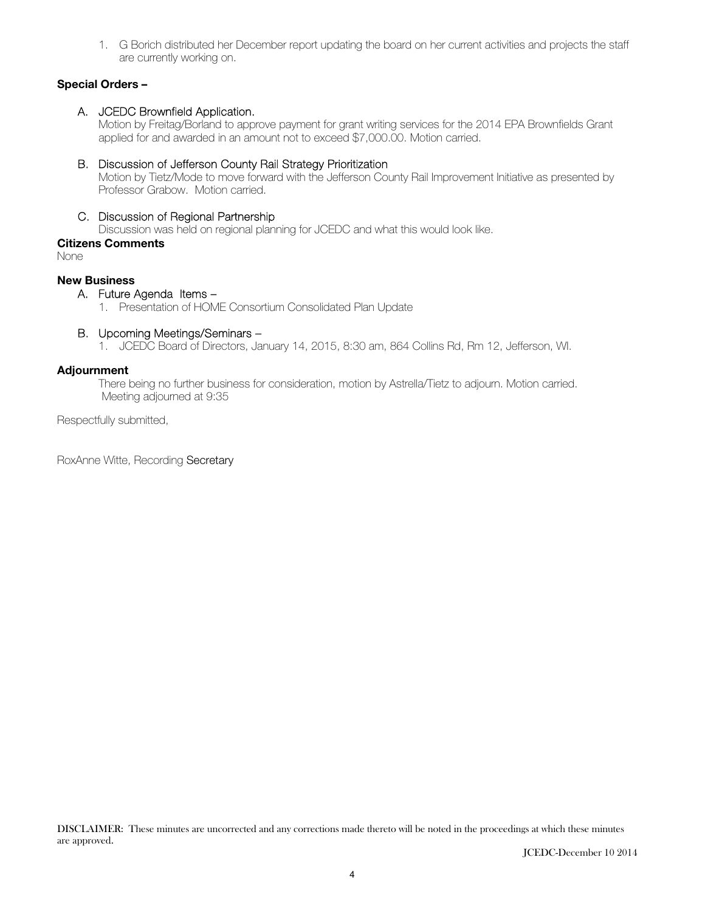1. G Borich distributed her December report updating the board on her current activities and projects the staff are currently working on.

**Special Orders –**

A. JCEDC Brownfield Application.
   Motion by Freitag/Borland to approve payment for grant writing services for the 2014 EPA Brownfields Grant applied for and awarded in an amount not to exceed $7,000.00. Motion carried.

B. Discussion of Jefferson County Rail Strategy Prioritization
   Motion by Tietz/Mode to move forward with the Jefferson County Rail Improvement Initiative as presented by Professor Grabow. Motion carried.

C. Discussion of Regional Partnership
   Discussion was held on regional planning for JCEDC and what this would look like.

**Citizens Comments**

None

**New Business**

A. Future Agenda Items –
   1. Presentation of HOME Consortium Consolidated Plan Update

B. Upcoming Meetings/Seminars –
   1. JCEDC Board of Directors, January 14, 2015, 8:30 am, 864 Collins Rd, Rm 12, Jefferson, WI.

**Adjournment**

There being no further business for consideration, motion by Astrella/Tietz to adjourn. Motion carried. Meeting adjourned at 9:35

Respectfully submitted,

RoxAnne Witte, Recording Secretary

DISCLAIMER: These minutes are uncorrected and any corrections made thereto will be noted in the proceedings at which these minutes are approved.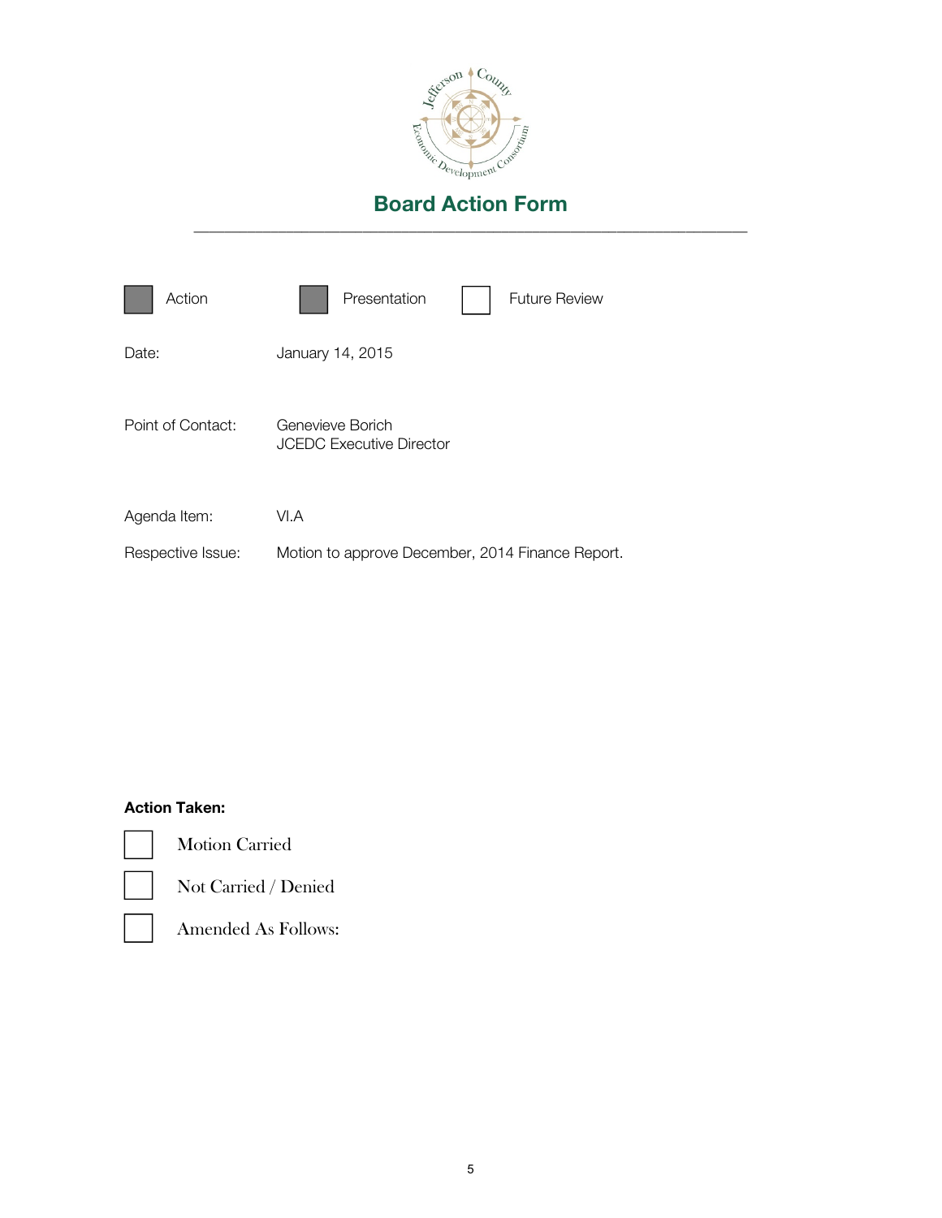# Board Action Form

---

- [x] Action
- [x] Presentation
- [ ] Future Review

Date: January 14, 2015

Point of Contact: Genevieve Borich
JCEDC Executive Director

Agenda Item: VI.A

Respective Issue: Motion to approve December, 2014 Finance Report.

**Action Taken:**

- [ ] Motion Carried
- [ ] Not Carried / Denied
- [ ] Amended As Follows: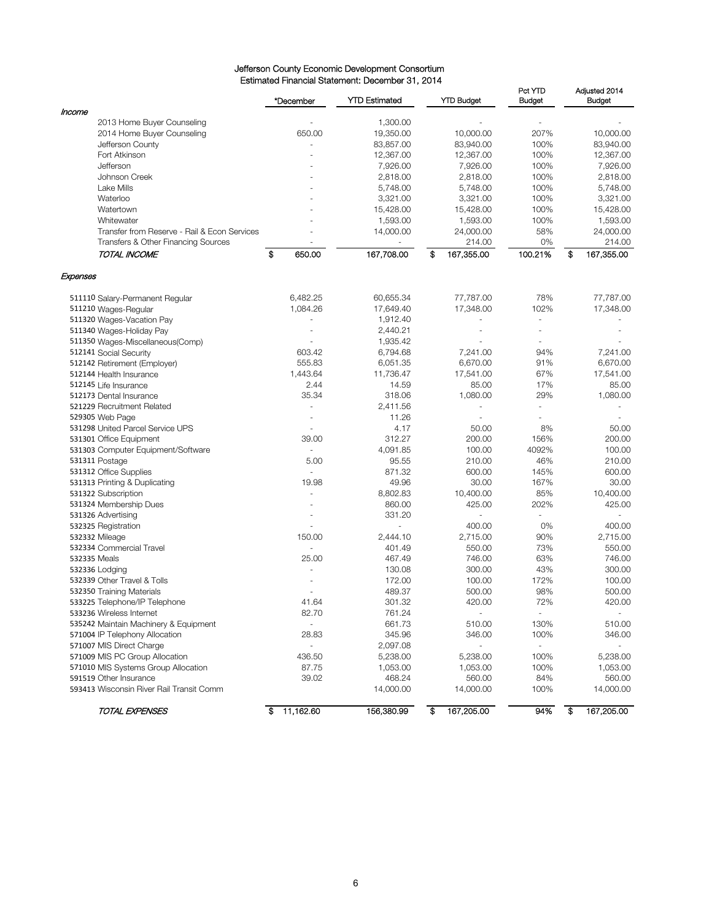# Jefferson County Economic Development Consortium

## Estimated Financial Statement: December 31, 2014

| | *December | YTD Estimated | YTD Budget | Pct YTD Budget | Adjusted 2014 Budget |
|---|---|---|---|---|---|
| ***Income*** | | | | | |
| 2013 Home Buyer Counseling | - | 1,300.00 | - | - | - |
| 2014 Home Buyer Counseling | 650.00 | 19,350.00 | 10,000.00 | 207% | 10,000.00 |
| Jefferson County | - | 83,857.00 | 83,940.00 | 100% | 83,940.00 |
| Fort Atkinson | - | 12,367.00 | 12,367.00 | 100% | 12,367.00 |
| Jefferson | - | 7,926.00 | 7,926.00 | 100% | 7,926.00 |
| Johnson Creek | - | 2,818.00 | 2,818.00 | 100% | 2,818.00 |
| Lake Mills | - | 5,748.00 | 5,748.00 | 100% | 5,748.00 |
| Waterloo | - | 3,321.00 | 3,321.00 | 100% | 3,321.00 |
| Watertown | - | 15,428.00 | 15,428.00 | 100% | 15,428.00 |
| Whitewater | - | 1,593.00 | 1,593.00 | 100% | 1,593.00 |
| Transfer from Reserve - Rail & Econ Services | - | 14,000.00 | 24,000.00 | 58% | 24,000.00 |
| Transfers & Other Financing Sources | - | - | 214.00 | 0% | 214.00 |
| ***TOTAL INCOME*** | $ 650.00 | 167,708.00 | $ 167,355.00 | 100.21% | $ 167,355.00 |
| ***Expenses*** | | | | | |
| 511110 Salary-Permanent Regular | 6,482.25 | 60,655.34 | 77,787.00 | 78% | 77,787.00 |
| 511210 Wages-Regular | 1,084.26 | 17,649.40 | 17,348.00 | 102% | 17,348.00 |
| 511320 Wages-Vacation Pay | - | 1,912.40 | - | - | - |
| 511340 Wages-Holiday Pay | - | 2,440.21 | - | - | - |
| 511350 Wages-Miscellaneous(Comp) | - | 1,935.42 | - | - | - |
| 512141 Social Security | 603.42 | 6,794.68 | 7,241.00 | 94% | 7,241.00 |
| 512142 Retirement (Employer) | 555.83 | 6,051.35 | 6,670.00 | 91% | 6,670.00 |
| 512144 Health Insurance | 1,443.64 | 11,736.47 | 17,541.00 | 67% | 17,541.00 |
| 512145 Life Insurance | 2.44 | 14.59 | 85.00 | 17% | 85.00 |
| 512173 Dental Insurance | 35.34 | 318.06 | 1,080.00 | 29% | 1,080.00 |
| 521229 Recruitment Related | - | 2,411.56 | - | - | - |
| 529305 Web Page | - | 11.26 | - | - | - |
| 531298 United Parcel Service UPS | - | 4.17 | 50.00 | 8% | 50.00 |
| 531301 Office Equipment | 39.00 | 312.27 | 200.00 | 156% | 200.00 |
| 531303 Computer Equipment/Software | - | 4,091.85 | 100.00 | 4092% | 100.00 |
| 531311 Postage | 5.00 | 95.55 | 210.00 | 46% | 210.00 |
| 531312 Office Supplies | - | 871.32 | 600.00 | 145% | 600.00 |
| 531313 Printing & Duplicating | 19.98 | 49.96 | 30.00 | 167% | 30.00 |
| 531322 Subscription | - | 8,802.83 | 10,400.00 | 85% | 10,400.00 |
| 531324 Membership Dues | - | 860.00 | 425.00 | 202% | 425.00 |
| 531326 Advertising | - | 331.20 | - | - | - |
| 532325 Registration | - | - | 400.00 | 0% | 400.00 |
| 532332 Mileage | 150.00 | 2,444.10 | 2,715.00 | 90% | 2,715.00 |
| 532334 Commercial Travel | - | 401.49 | 550.00 | 73% | 550.00 |
| 532335 Meals | 25.00 | 467.49 | 746.00 | 63% | 746.00 |
| 532336 Lodging | - | 130.08 | 300.00 | 43% | 300.00 |
| 532339 Other Travel & Tolls | - | 172.00 | 100.00 | 172% | 100.00 |
| 532350 Training Materials | - | 489.37 | 500.00 | 98% | 500.00 |
| 533225 Telephone/IP Telephone | 41.64 | 301.32 | 420.00 | 72% | 420.00 |
| 533236 Wireless Internet | 82.70 | 761.24 | - | - | - |
| 535242 Maintain Machinery & Equipment | - | 661.73 | 510.00 | 130% | 510.00 |
| 571004 IP Telephony Allocation | 28.83 | 345.96 | 346.00 | 100% | 346.00 |
| 571007 MIS Direct Charge | - | 2,097.08 | - | - | - |
| 571009 MIS PC Group Allocation | 436.50 | 5,238.00 | 5,238.00 | 100% | 5,238.00 |
| 571010 MIS Systems Group Allocation | 87.75 | 1,053.00 | 1,053.00 | 100% | 1,053.00 |
| 591519 Other Insurance | 39.02 | 468.24 | 560.00 | 84% | 560.00 |
| 593413 Wisconsin River Rail Transit Comm | | 14,000.00 | 14,000.00 | 100% | 14,000.00 |
| ***TOTAL EXPENSES*** | $ 11,162.60 | 156,380.99 | $ 167,205.00 | 94% | $ 167,205.00 |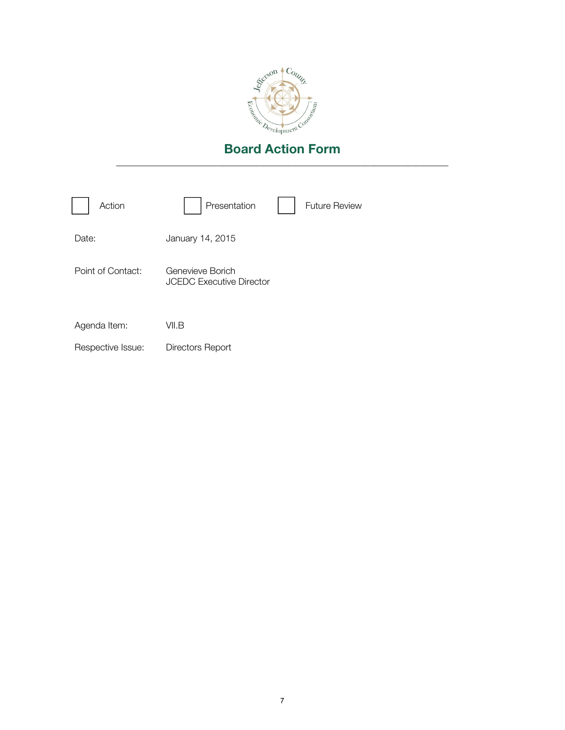# Board Action Form

---

☐ Action ☐ Presentation ☐ Future Review

Date: January 14, 2015

Point of Contact: Genevieve Borich
JCEDC Executive Director

Agenda Item: VII.B

Respective Issue: Directors Report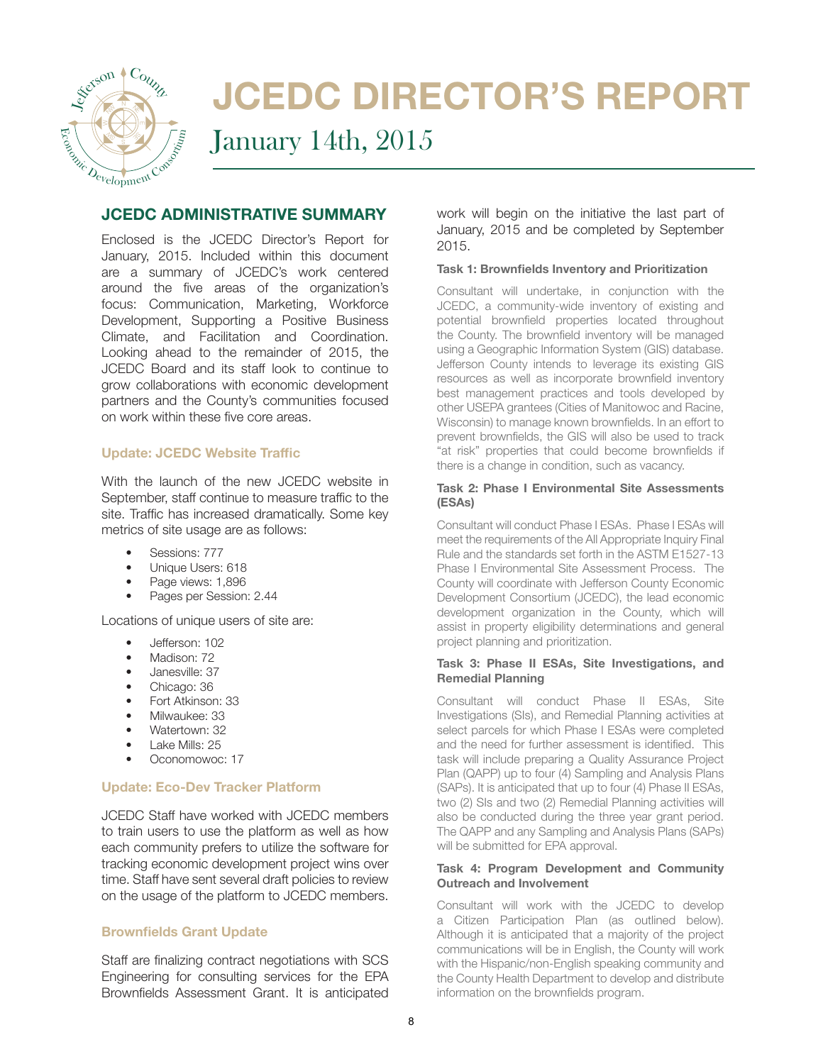# JCEDC DIRECTOR'S REPORT

January 14th, 2015

## JCEDC ADMINISTRATIVE SUMMARY

Enclosed is the JCEDC Director's Report for January, 2015. Included within this document are a summary of JCEDC's work centered around the five areas of the organization's focus: Communication, Marketing, Workforce Development, Supporting a Positive Business Climate, and Facilitation and Coordination. Looking ahead to the remainder of 2015, the JCEDC Board and its staff look to continue to grow collaborations with economic development partners and the County's communities focused on work within these five core areas.

### Update: JCEDC Website Traffic

With the launch of the new JCEDC website in September, staff continue to measure traffic to the site. Traffic has increased dramatically. Some key metrics of site usage are as follows:

- Sessions: 777
- Unique Users: 618
- Page views: 1,896
- Pages per Session: 2.44

Locations of unique users of site are:

- Jefferson: 102
- Madison: 72
- Janesville: 37
- Chicago: 36
- Fort Atkinson: 33
- Milwaukee: 33
- Watertown: 32
- Lake Mills: 25
- Oconomowoc: 17

### Update: Eco-Dev Tracker Platform

JCEDC Staff have worked with JCEDC members to train users to use the platform as well as how each community prefers to utilize the software for tracking economic development project wins over time. Staff have sent several draft policies to review on the usage of the platform to JCEDC members.

### Brownfields Grant Update

Staff are finalizing contract negotiations with SCS Engineering for consulting services for the EPA Brownfields Assessment Grant. It is anticipated work will begin on the initiative the last part of January, 2015 and be completed by September 2015.

**Task 1: Brownfields Inventory and Prioritization**

Consultant will undertake, in conjunction with the JCEDC, a community-wide inventory of existing and potential brownfield properties located throughout the County. The brownfield inventory will be managed using a Geographic Information System (GIS) database. Jefferson County intends to leverage its existing GIS resources as well as incorporate brownfield inventory best management practices and tools developed by other USEPA grantees (Cities of Manitowoc and Racine, Wisconsin) to manage known brownfields. In an effort to prevent brownfields, the GIS will also be used to track "at risk" properties that could become brownfields if there is a change in condition, such as vacancy.

**Task 2: Phase I Environmental Site Assessments (ESAs)**

Consultant will conduct Phase I ESAs. Phase I ESAs will meet the requirements of the All Appropriate Inquiry Final Rule and the standards set forth in the ASTM E1527-13 Phase I Environmental Site Assessment Process. The County will coordinate with Jefferson County Economic Development Consortium (JCEDC), the lead economic development organization in the County, which will assist in property eligibility determinations and general project planning and prioritization.

**Task 3: Phase II ESAs, Site Investigations, and Remedial Planning**

Consultant will conduct Phase II ESAs, Site Investigations (SIs), and Remedial Planning activities at select parcels for which Phase I ESAs were completed and the need for further assessment is identified. This task will include preparing a Quality Assurance Project Plan (QAPP) up to four (4) Sampling and Analysis Plans (SAPs). It is anticipated that up to four (4) Phase II ESAs, two (2) SIs and two (2) Remedial Planning activities will also be conducted during the three year grant period. The QAPP and any Sampling and Analysis Plans (SAPs) will be submitted for EPA approval.

**Task 4: Program Development and Community Outreach and Involvement**

Consultant will work with the JCEDC to develop a Citizen Participation Plan (as outlined below). Although it is anticipated that a majority of the project communications will be in English, the County will work with the Hispanic/non-English speaking community and the County Health Department to develop and distribute information on the brownfields program.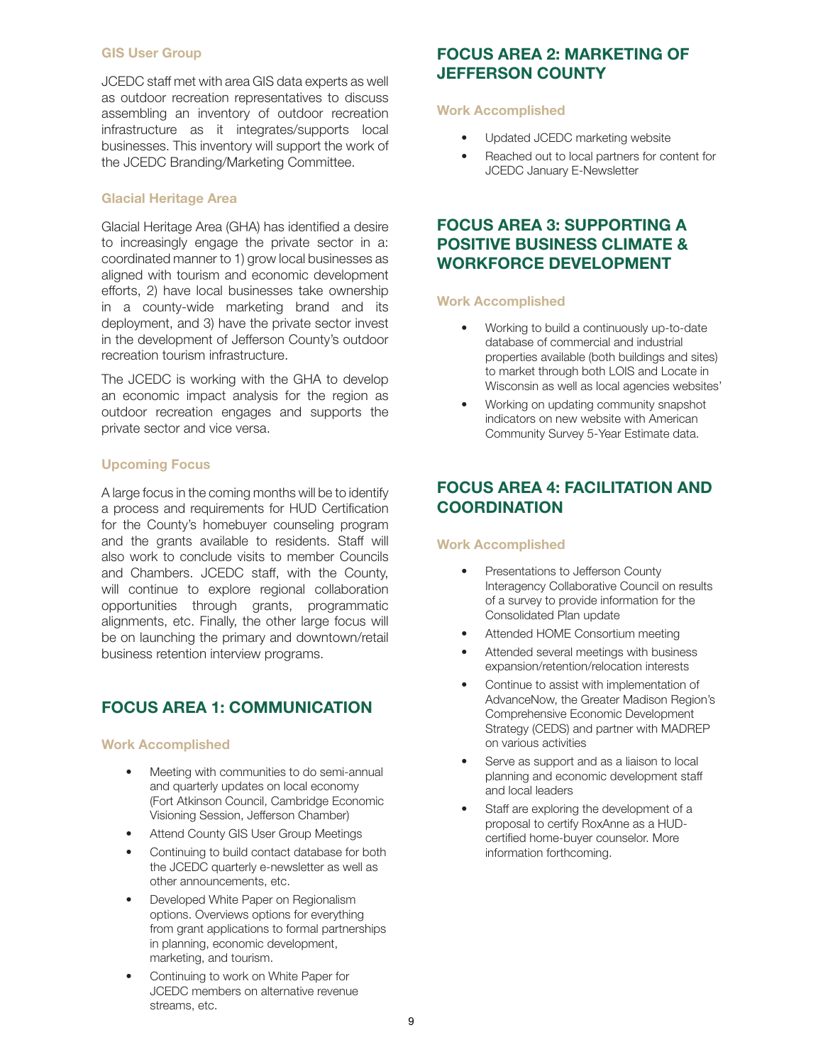### GIS User Group

JCEDC staff met with area GIS data experts as well as outdoor recreation representatives to discuss assembling an inventory of outdoor recreation infrastructure as it integrates/supports local businesses. This inventory will support the work of the JCEDC Branding/Marketing Committee.

### Glacial Heritage Area

Glacial Heritage Area (GHA) has identified a desire to increasingly engage the private sector in a: coordinated manner to 1) grow local businesses as aligned with tourism and economic development efforts, 2) have local businesses take ownership in a county-wide marketing brand and its deployment, and 3) have the private sector invest in the development of Jefferson County's outdoor recreation tourism infrastructure.

The JCEDC is working with the GHA to develop an economic impact analysis for the region as outdoor recreation engages and supports the private sector and vice versa.

### Upcoming Focus

A large focus in the coming months will be to identify a process and requirements for HUD Certification for the County's homebuyer counseling program and the grants available to residents. Staff will also work to conclude visits to member Councils and Chambers. JCEDC staff, with the County, will continue to explore regional collaboration opportunities through grants, programmatic alignments, etc. Finally, the other large focus will be on launching the primary and downtown/retail business retention interview programs.

## FOCUS AREA 1: COMMUNICATION

### Work Accomplished

- Meeting with communities to do semi-annual and quarterly updates on local economy (Fort Atkinson Council, Cambridge Economic Visioning Session, Jefferson Chamber)
- Attend County GIS User Group Meetings
- Continuing to build contact database for both the JCEDC quarterly e-newsletter as well as other announcements, etc.
- Developed White Paper on Regionalism options. Overviews options for everything from grant applications to formal partnerships in planning, economic development, marketing, and tourism.
- Continuing to work on White Paper for JCEDC members on alternative revenue streams, etc.

## FOCUS AREA 2: MARKETING OF JEFFERSON COUNTY

### Work Accomplished

- Updated JCEDC marketing website
- Reached out to local partners for content for JCEDC January E-Newsletter

## FOCUS AREA 3: SUPPORTING A POSITIVE BUSINESS CLIMATE & WORKFORCE DEVELOPMENT

### Work Accomplished

- Working to build a continuously up-to-date database of commercial and industrial properties available (both buildings and sites) to market through both LOIS and Locate in Wisconsin as well as local agencies websites'
- Working on updating community snapshot indicators on new website with American Community Survey 5-Year Estimate data.

## FOCUS AREA 4: FACILITATION AND COORDINATION

### Work Accomplished

- Presentations to Jefferson County Interagency Collaborative Council on results of a survey to provide information for the Consolidated Plan update
- Attended HOME Consortium meeting
- Attended several meetings with business expansion/retention/relocation interests
- Continue to assist with implementation of AdvanceNow, the Greater Madison Region's Comprehensive Economic Development Strategy (CEDS) and partner with MADREP on various activities
- Serve as support and as a liaison to local planning and economic development staff and local leaders
- Staff are exploring the development of a proposal to certify RoxAnne as a HUD-certified home-buyer counselor. More information forthcoming.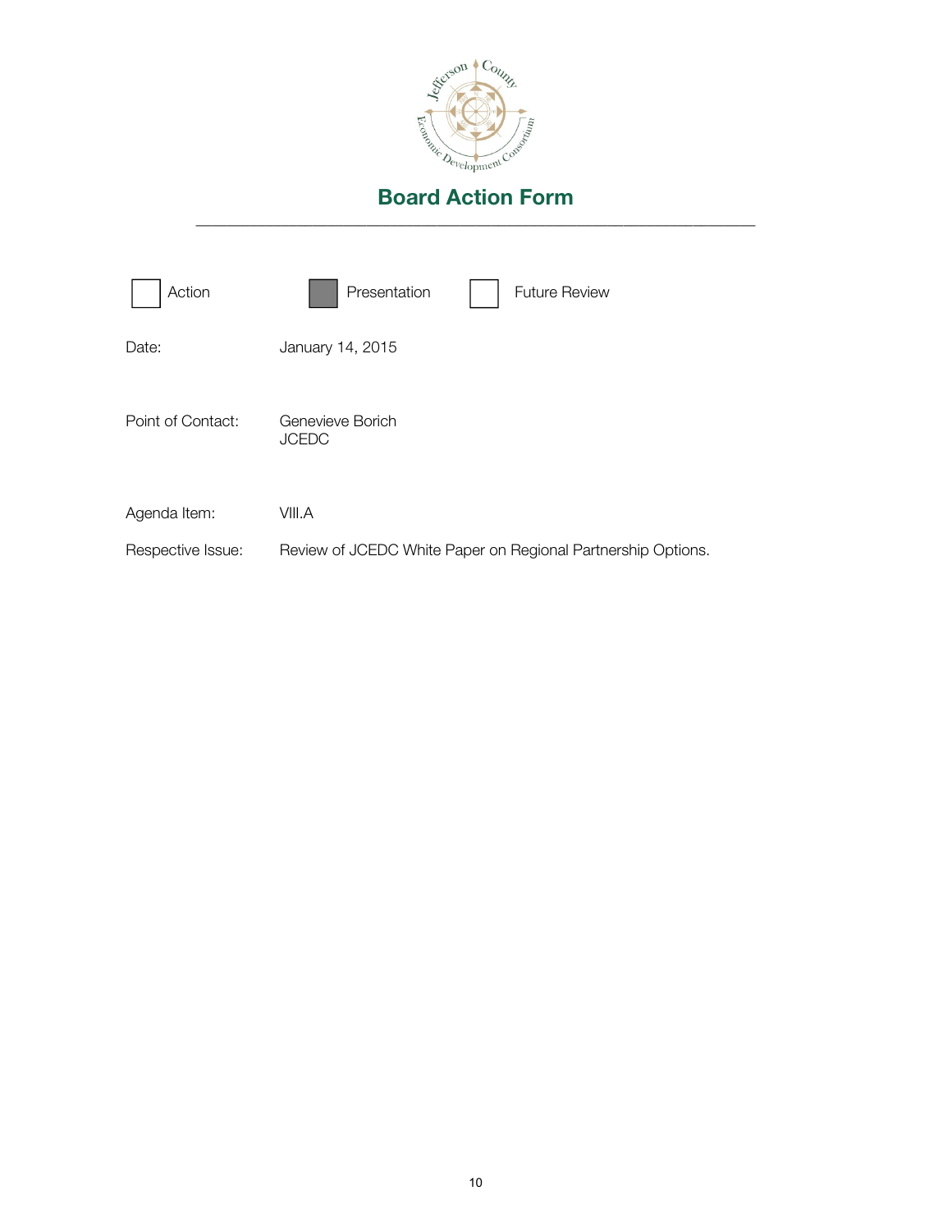# Board Action Form

| | | |
|---|---|---|
| ☐ Action | ☒ Presentation | ☐ Future Review |

Date: January 14, 2015

Point of Contact: Genevieve Borich
JCEDC

Agenda Item: VIII.A

Respective Issue: Review of JCEDC White Paper on Regional Partnership Options.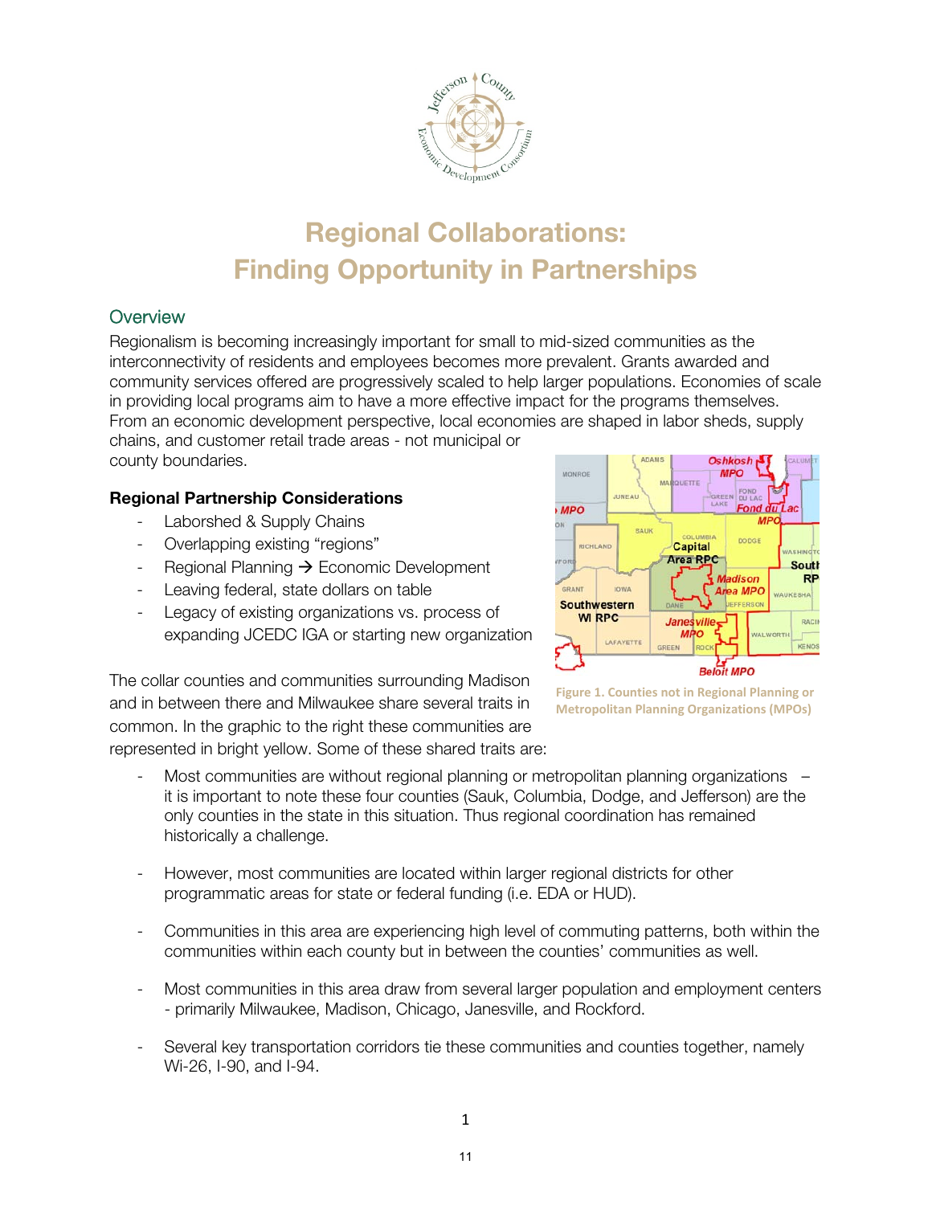# Regional Collaborations: Finding Opportunity in Partnerships

## Overview

Regionalism is becoming increasingly important for small to mid-sized communities as the interconnectivity of residents and employees becomes more prevalent. Grants awarded and community services offered are progressively scaled to help larger populations. Economies of scale in providing local programs aim to have a more effective impact for the programs themselves. From an economic development perspective, local economies are shaped in labor sheds, supply chains, and customer retail trade areas - not municipal or county boundaries.

**Regional Partnership Considerations**

- Laborshed & Supply Chains
- Overlapping existing "regions"
- Regional Planning → Economic Development
- Leaving federal, state dollars on table
- Legacy of existing organizations vs. process of expanding JCEDC IGA or starting new organization

Figure 1. Counties not in Regional Planning or Metropolitan Planning Organizations (MPOs)

The collar counties and communities surrounding Madison and in between there and Milwaukee share several traits in common. In the graphic to the right these communities are represented in bright yellow. Some of these shared traits are:

- Most communities are without regional planning or metropolitan planning organizations – it is important to note these four counties (Sauk, Columbia, Dodge, and Jefferson) are the only counties in the state in this situation. Thus regional coordination has remained historically a challenge.

- However, most communities are located within larger regional districts for other programmatic areas for state or federal funding (i.e. EDA or HUD).

- Communities in this area are experiencing high level of commuting patterns, both within the communities within each county but in between the counties' communities as well.

- Most communities in this area draw from several larger population and employment centers - primarily Milwaukee, Madison, Chicago, Janesville, and Rockford.

- Several key transportation corridors tie these communities and counties together, namely Wi-26, I-90, and I-94.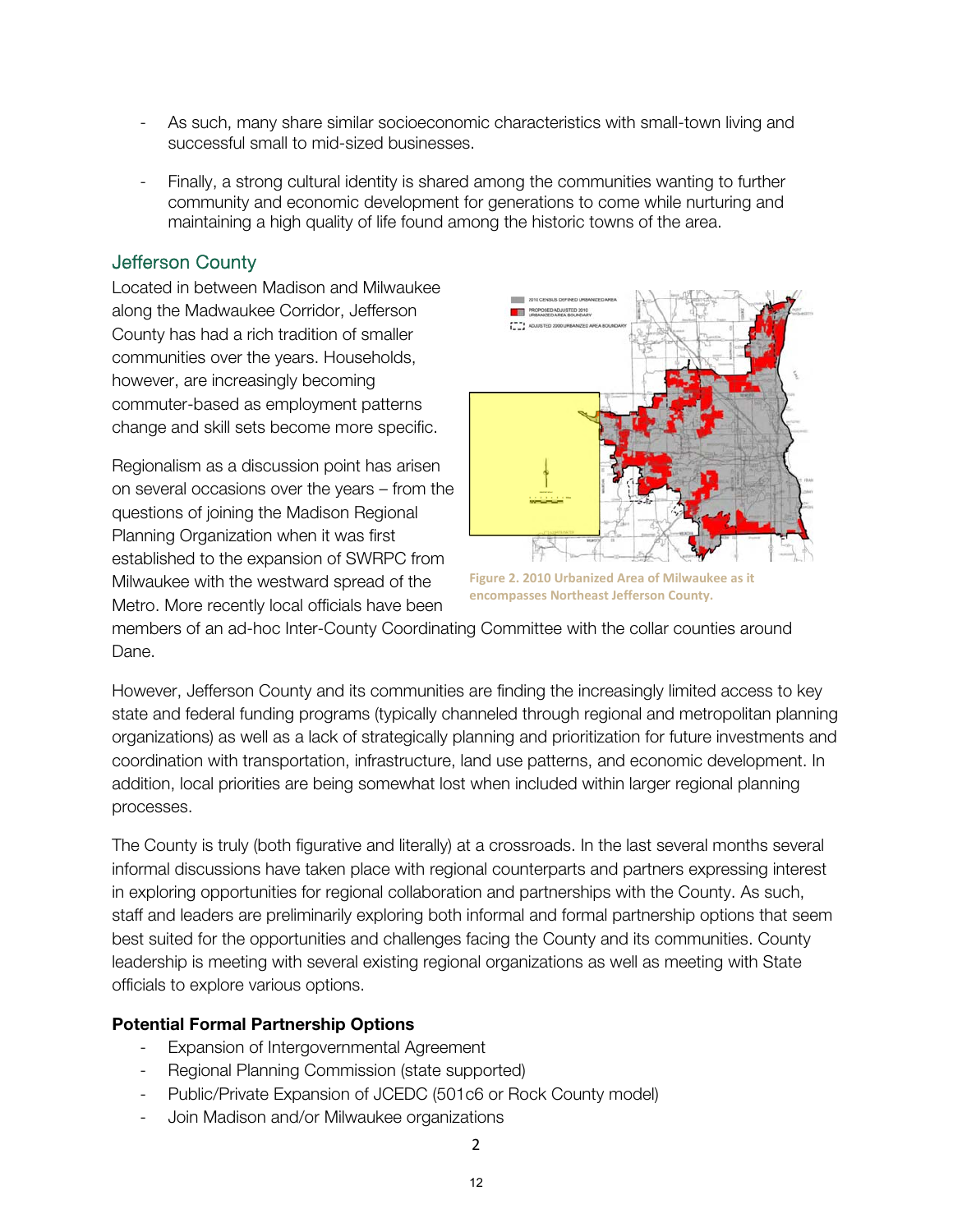- As such, many share similar socioeconomic characteristics with small-town living and successful small to mid-sized businesses.
- Finally, a strong cultural identity is shared among the communities wanting to further community and economic development for generations to come while nurturing and maintaining a high quality of life found among the historic towns of the area.

## Jefferson County

Located in between Madison and Milwaukee along the Madwaukee Corridor, Jefferson County has had a rich tradition of smaller communities over the years. Households, however, are increasingly becoming commuter-based as employment patterns change and skill sets become more specific.

Regionalism as a discussion point has arisen on several occasions over the years – from the questions of joining the Madison Regional Planning Organization when it was first established to the expansion of SWRPC from Milwaukee with the westward spread of the Metro. More recently local officials have been members of an ad-hoc Inter-County Coordinating Committee with the collar counties around Dane.

Figure 2. 2010 Urbanized Area of Milwaukee as it encompasses Northeast Jefferson County.

However, Jefferson County and its communities are finding the increasingly limited access to key state and federal funding programs (typically channeled through regional and metropolitan planning organizations) as well as a lack of strategically planning and prioritization for future investments and coordination with transportation, infrastructure, land use patterns, and economic development. In addition, local priorities are being somewhat lost when included within larger regional planning processes.

The County is truly (both figurative and literally) at a crossroads. In the last several months several informal discussions have taken place with regional counterparts and partners expressing interest in exploring opportunities for regional collaboration and partnerships with the County. As such, staff and leaders are preliminarily exploring both informal and formal partnership options that seem best suited for the opportunities and challenges facing the County and its communities. County leadership is meeting with several existing regional organizations as well as meeting with State officials to explore various options.

**Potential Formal Partnership Options**

- Expansion of Intergovernmental Agreement
- Regional Planning Commission (state supported)
- Public/Private Expansion of JCEDC (501c6 or Rock County model)
- Join Madison and/or Milwaukee organizations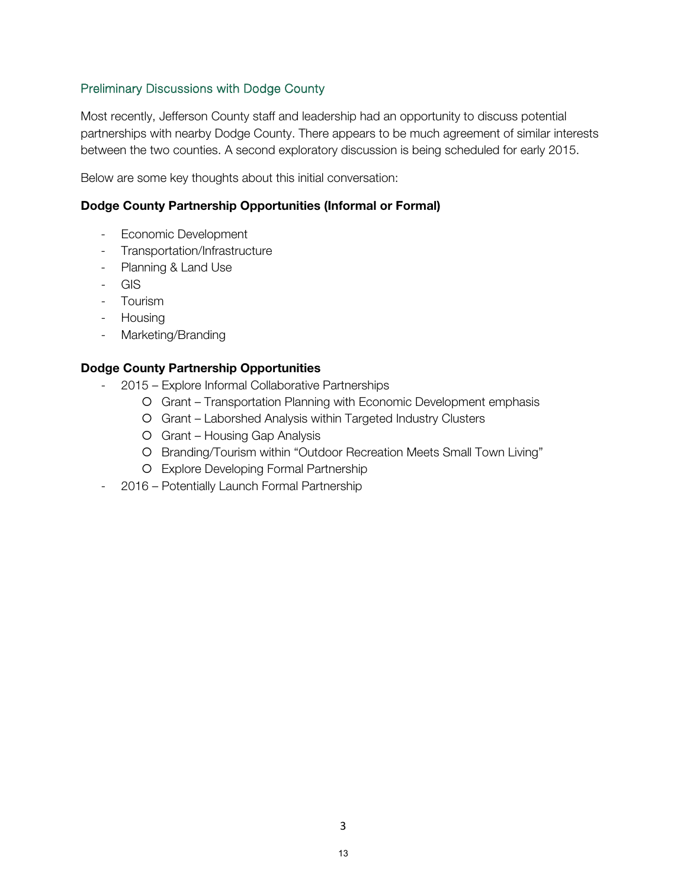## Preliminary Discussions with Dodge County

Most recently, Jefferson County staff and leadership had an opportunity to discuss potential partnerships with nearby Dodge County. There appears to be much agreement of similar interests between the two counties. A second exploratory discussion is being scheduled for early 2015.

Below are some key thoughts about this initial conversation:

**Dodge County Partnership Opportunities (Informal or Formal)**

- Economic Development
- Transportation/Infrastructure
- Planning & Land Use
- GIS
- Tourism
- Housing
- Marketing/Branding

**Dodge County Partnership Opportunities**

- 2015 – Explore Informal Collaborative Partnerships
  - Grant – Transportation Planning with Economic Development emphasis
  - Grant – Laborshed Analysis within Targeted Industry Clusters
  - Grant – Housing Gap Analysis
  - Branding/Tourism within "Outdoor Recreation Meets Small Town Living"
  - Explore Developing Formal Partnership
- 2016 – Potentially Launch Formal Partnership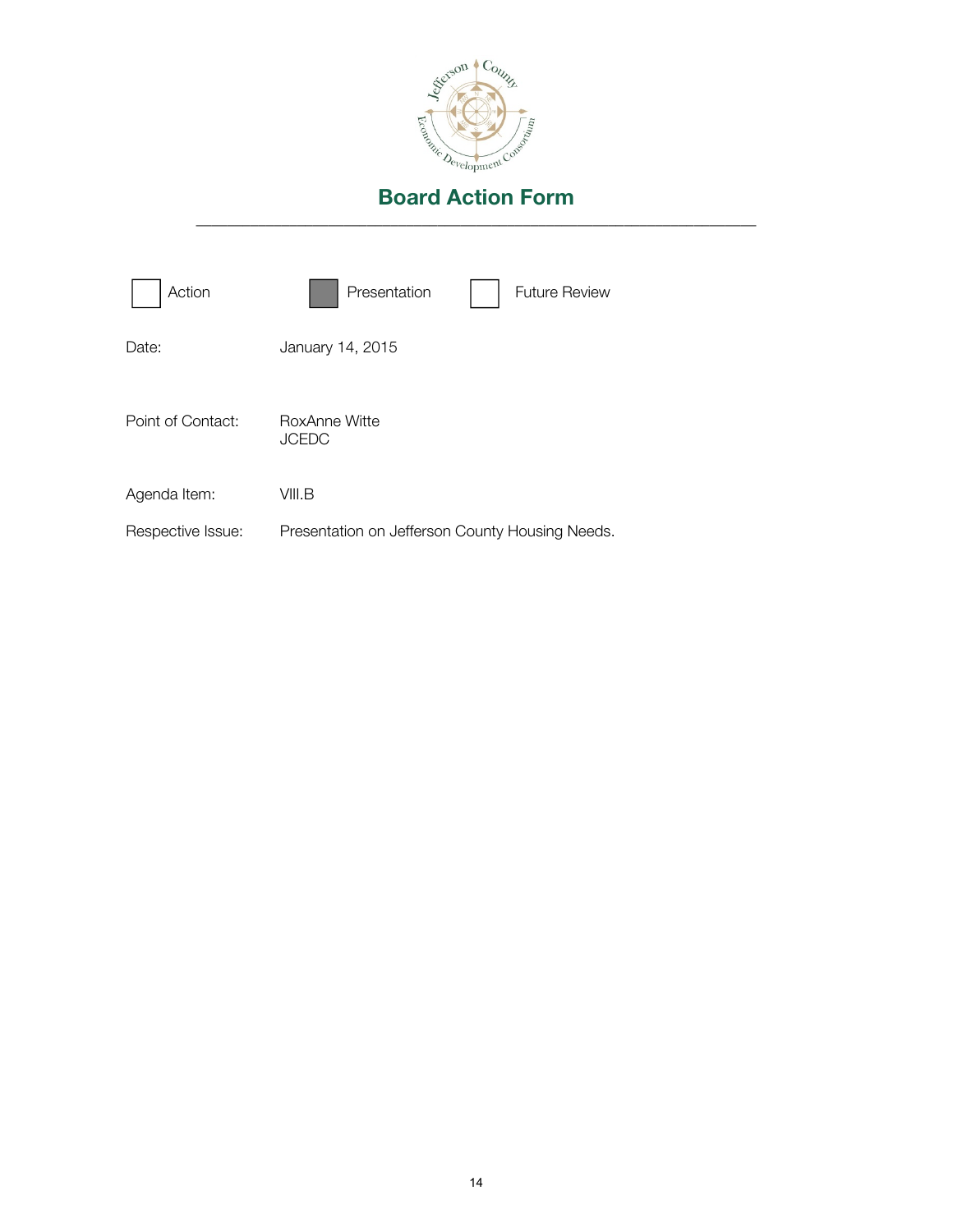# Board Action Form

☐ Action ☒ Presentation ☐ Future Review

Date: January 14, 2015

Point of Contact: RoxAnne Witte
JCEDC

Agenda Item: VIII.B

Respective Issue: Presentation on Jefferson County Housing Needs.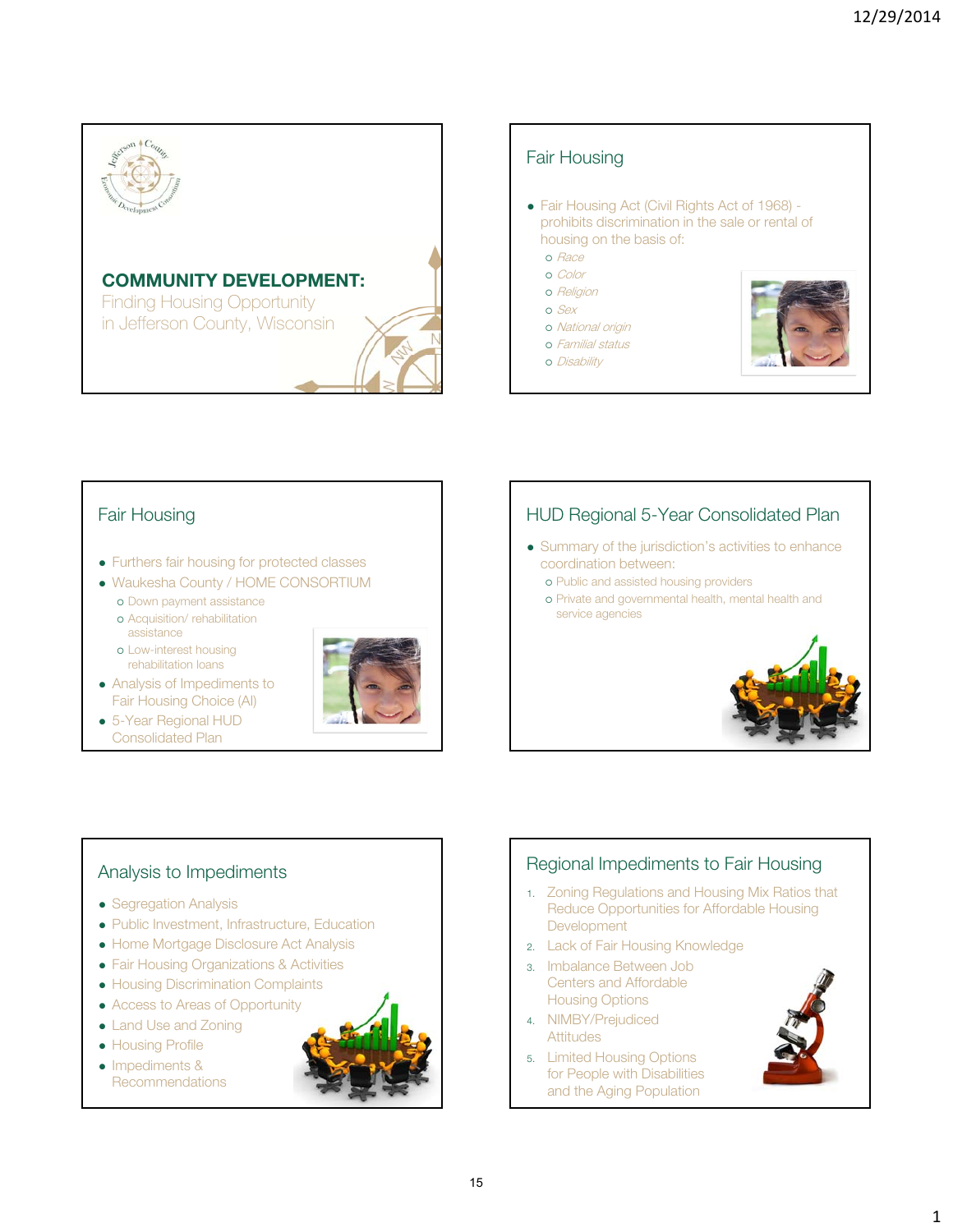## COMMUNITY DEVELOPMENT:

Finding Housing Opportunity in Jefferson County, Wisconsin

## Fair Housing

- Fair Housing Act (Civil Rights Act of 1968) - prohibits discrimination in the sale or rental of housing on the basis of:
  - *Race*
  - *Color*
  - *Religion*
  - *Sex*
  - *National origin*
  - *Familial status*
  - *Disability*

## Fair Housing

- Furthers fair housing for protected classes
- Waukesha County / HOME CONSORTIUM
  - Down payment assistance
  - Acquisition/ rehabilitation assistance
  - Low-interest housing rehabilitation loans
- Analysis of Impediments to Fair Housing Choice (AI)
- 5-Year Regional HUD Consolidated Plan

## HUD Regional 5-Year Consolidated Plan

- Summary of the jurisdiction's activities to enhance coordination between:
  - Public and assisted housing providers
  - Private and governmental health, mental health and service agencies

## Analysis to Impediments

- Segregation Analysis
- Public Investment, Infrastructure, Education
- Home Mortgage Disclosure Act Analysis
- Fair Housing Organizations & Activities
- Housing Discrimination Complaints
- Access to Areas of Opportunity
- Land Use and Zoning
- Housing Profile
- Impediments & Recommendations

## Regional Impediments to Fair Housing

1. Zoning Regulations and Housing Mix Ratios that Reduce Opportunities for Affordable Housing Development
2. Lack of Fair Housing Knowledge
3. Imbalance Between Job Centers and Affordable Housing Options
4. NIMBY/Prejudiced Attitudes
5. Limited Housing Options for People with Disabilities and the Aging Population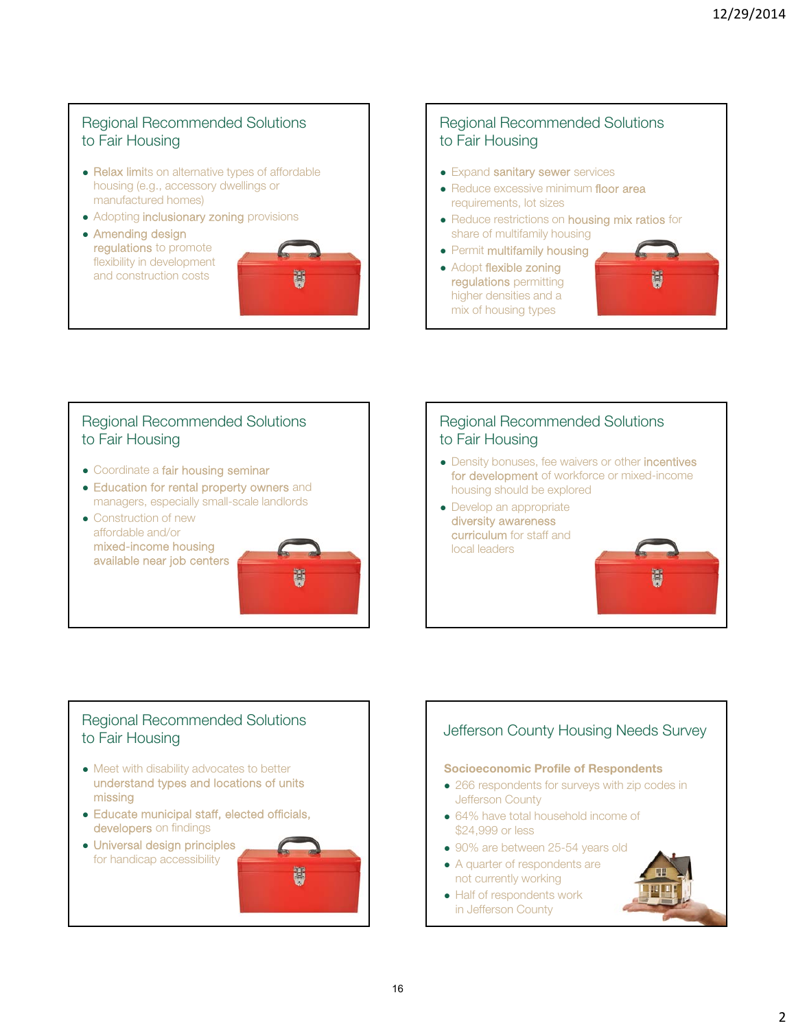## Regional Recommended Solutions to Fair Housing

- **Relax limits** on alternative types of affordable housing (e.g., accessory dwellings or manufactured homes)
- Adopting **inclusionary zoning** provisions
- **Amending design regulations** to promote flexibility in development and construction costs

## Regional Recommended Solutions to Fair Housing

- Expand **sanitary sewer** services
- Reduce excessive minimum **floor area** requirements, lot sizes
- Reduce restrictions on **housing mix ratios** for share of multifamily housing
- Permit **multifamily housing**
- Adopt **flexible zoning regulations** permitting higher densities and a mix of housing types

## Regional Recommended Solutions to Fair Housing

- Coordinate a **fair housing seminar**
- **Education for rental property owners** and managers, especially small-scale landlords
- Construction of new affordable and/or **mixed-income housing available near job centers**

## Regional Recommended Solutions to Fair Housing

- Density bonuses, fee waivers or other **incentives for development** of workforce or mixed-income housing should be explored
- Develop an appropriate **diversity awareness curriculum** for staff and local leaders

## Regional Recommended Solutions to Fair Housing

- Meet with disability advocates to better **understand types and locations of units missing**
- **Educate municipal staff, elected officials, developers** on findings
- **Universal design principles** for handicap accessibility

## Jefferson County Housing Needs Survey

**Socioeconomic Profile of Respondents**

- 266 respondents for surveys with zip codes in Jefferson County
- 64% have total household income of $24,999 or less
- 90% are between 25-54 years old
- A quarter of respondents are not currently working
- Half of respondents work in Jefferson County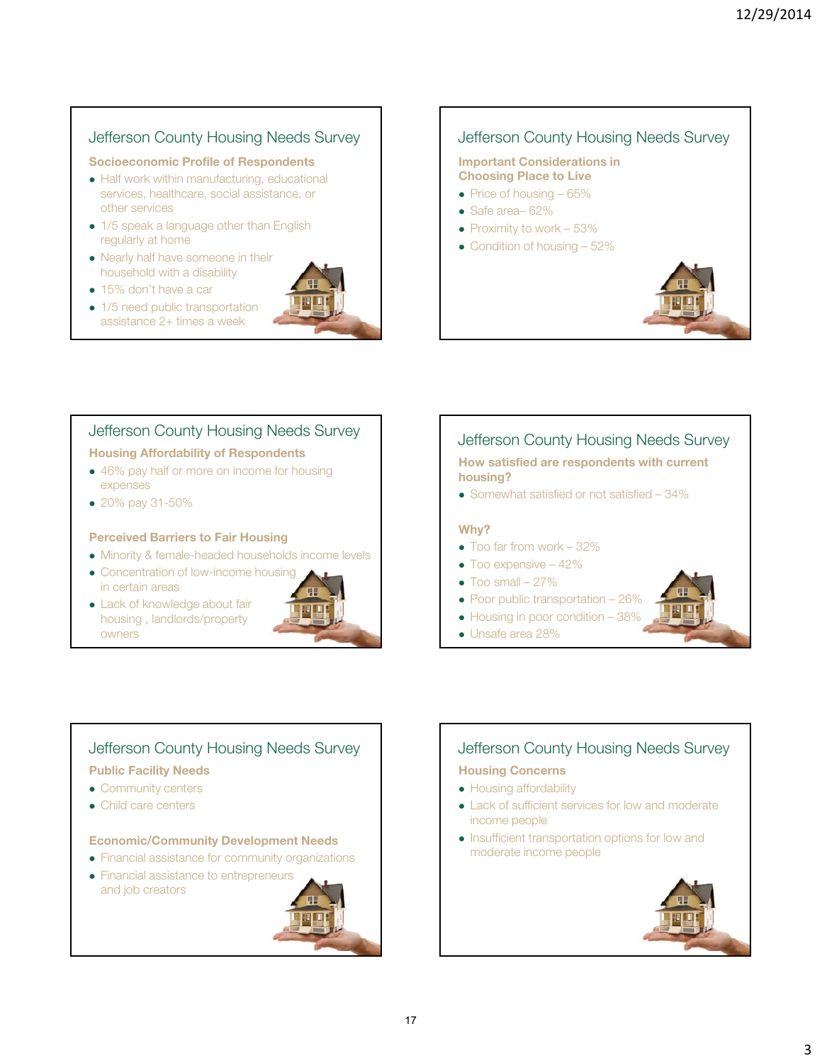## Jefferson County Housing Needs Survey

### Socioeconomic Profile of Respondents

- Half work within manufacturing, educational services, healthcare, social assistance, or other services
- 1/5 speak a language other than English regularly at home
- Nearly half have someone in their household with a disability
- 15% don't have a car
- 1/5 need public transportation assistance 2+ times a week

## Jefferson County Housing Needs Survey

### Important Considerations in Choosing Place to Live

- Price of housing – 65%
- Safe area– 62%
- Proximity to work – 53%
- Condition of housing – 52%

## Jefferson County Housing Needs Survey

### Housing Affordability of Respondents

- 46% pay half or more on income for housing expenses
- 20% pay 31-50%

### Perceived Barriers to Fair Housing

- Minority & female-headed households income levels
- Concentration of low-income housing in certain areas
- Lack of knowledge about fair housing , landlords/property owners

## Jefferson County Housing Needs Survey

### How satisfied are respondents with current housing?

- Somewhat satisfied or not satisfied – 34%

### Why?

- Too far from work – 32%
- Too expensive – 42%
- Too small – 27%
- Poor public transportation – 26%
- Housing in poor condition – 38%
- Unsafe area 28%

## Jefferson County Housing Needs Survey

### Public Facility Needs

- Community centers
- Child care centers

### Economic/Community Development Needs

- Financial assistance for community organizations
- Financial assistance to entrepreneurs and job creators

## Jefferson County Housing Needs Survey

### Housing Concerns

- Housing affordability
- Lack of sufficient services for low and moderate income people
- Insufficient transportation options for low and moderate income people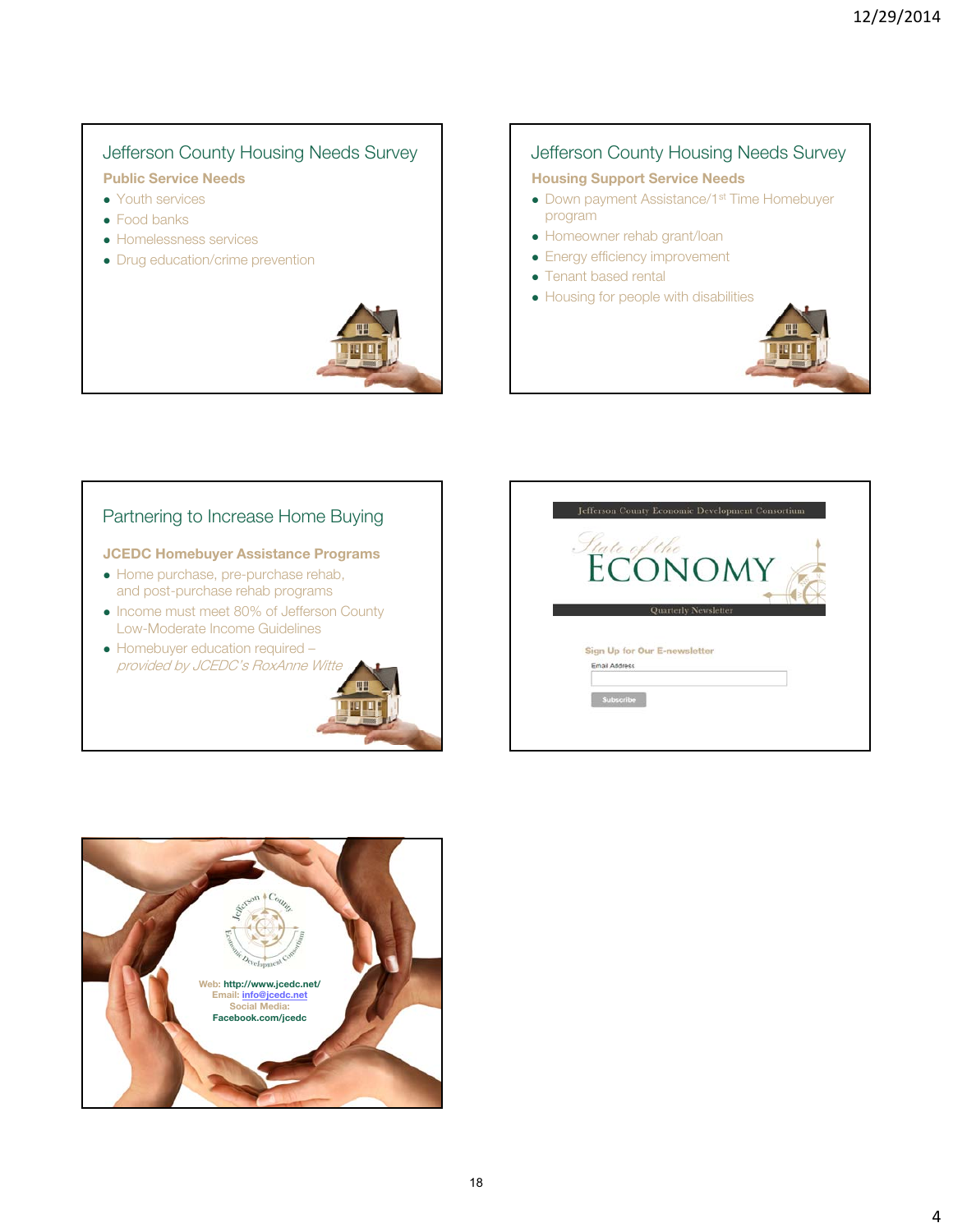## Jefferson County Housing Needs Survey

**Public Service Needs**

- Youth services
- Food banks
- Homelessness services
- Drug education/crime prevention

## Jefferson County Housing Needs Survey

**Housing Support Service Needs**

- Down payment Assistance/1st Time Homebuyer program
- Homeowner rehab grant/loan
- Energy efficiency improvement
- Tenant based rental
- Housing for people with disabilities

## Partnering to Increase Home Buying

**JCEDC Homebuyer Assistance Programs**

- Home purchase, pre-purchase rehab, and post-purchase rehab programs
- Income must meet 80% of Jefferson County Low-Moderate Income Guidelines
- Homebuyer education required – *provided by JCEDC's RoxAnne Witte*

Jefferson County Economic Development Consortium

State of the ECONOMY

Quarterly Newsletter

Sign Up for Our E-newsletter

Email Address

Subscribe

Jefferson County Economic Development Consortium

Web: http://www.jcedc.net/
Email: info@jcedc.net
Social Media:
Facebook.com/jcedc